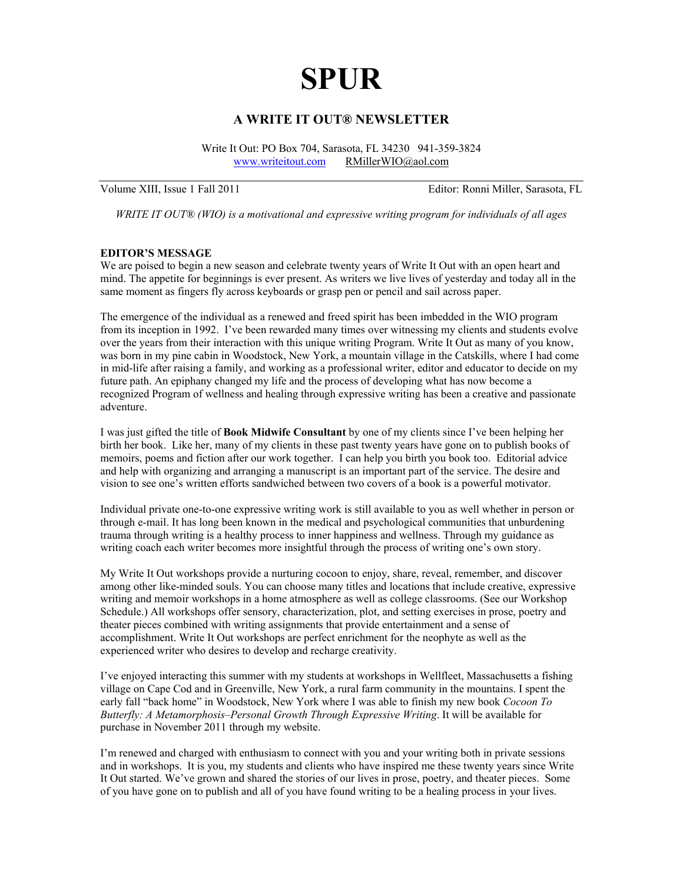# SPUR

## A WRITE IT OUT® NEWSLETTER

Write It Out: PO Box 704, Sarasota, FL 34230 941-359-3824
www.writeitout.com RMillerWIO@aol.com

Volume XIII, Issue 1 Fall 2011 Editor: Ronni Miller, Sarasota, FL

*WRITE IT OUT® (WIO) is a motivational and expressive writing program for individuals of all ages*

**EDITOR'S MESSAGE**

We are poised to begin a new season and celebrate twenty years of Write It Out with an open heart and mind. The appetite for beginnings is ever present. As writers we live lives of yesterday and today all in the same moment as fingers fly across keyboards or grasp pen or pencil and sail across paper.

The emergence of the individual as a renewed and freed spirit has been imbedded in the WIO program from its inception in 1992. I've been rewarded many times over witnessing my clients and students evolve over the years from their interaction with this unique writing Program. Write It Out as many of you know, was born in my pine cabin in Woodstock, New York, a mountain village in the Catskills, where I had come in mid-life after raising a family, and working as a professional writer, editor and educator to decide on my future path. An epiphany changed my life and the process of developing what has now become a recognized Program of wellness and healing through expressive writing has been a creative and passionate adventure.

I was just gifted the title of **Book Midwife Consultant** by one of my clients since I've been helping her birth her book. Like her, many of my clients in these past twenty years have gone on to publish books of memoirs, poems and fiction after our work together. I can help you birth you book too. Editorial advice and help with organizing and arranging a manuscript is an important part of the service. The desire and vision to see one's written efforts sandwiched between two covers of a book is a powerful motivator.

Individual private one-to-one expressive writing work is still available to you as well whether in person or through e-mail. It has long been known in the medical and psychological communities that unburdening trauma through writing is a healthy process to inner happiness and wellness. Through my guidance as writing coach each writer becomes more insightful through the process of writing one's own story.

My Write It Out workshops provide a nurturing cocoon to enjoy, share, reveal, remember, and discover among other like-minded souls. You can choose many titles and locations that include creative, expressive writing and memoir workshops in a home atmosphere as well as college classrooms. (See our Workshop Schedule.) All workshops offer sensory, characterization, plot, and setting exercises in prose, poetry and theater pieces combined with writing assignments that provide entertainment and a sense of accomplishment. Write It Out workshops are perfect enrichment for the neophyte as well as the experienced writer who desires to develop and recharge creativity.

I've enjoyed interacting this summer with my students at workshops in Wellfleet, Massachusetts a fishing village on Cape Cod and in Greenville, New York, a rural farm community in the mountains. I spent the early fall "back home" in Woodstock, New York where I was able to finish my new book *Cocoon To Butterfly: A Metamorphosis–Personal Growth Through Expressive Writing*. It will be available for purchase in November 2011 through my website.

I'm renewed and charged with enthusiasm to connect with you and your writing both in private sessions and in workshops. It is you, my students and clients who have inspired me these twenty years since Write It Out started. We've grown and shared the stories of our lives in prose, poetry, and theater pieces. Some of you have gone on to publish and all of you have found writing to be a healing process in your lives.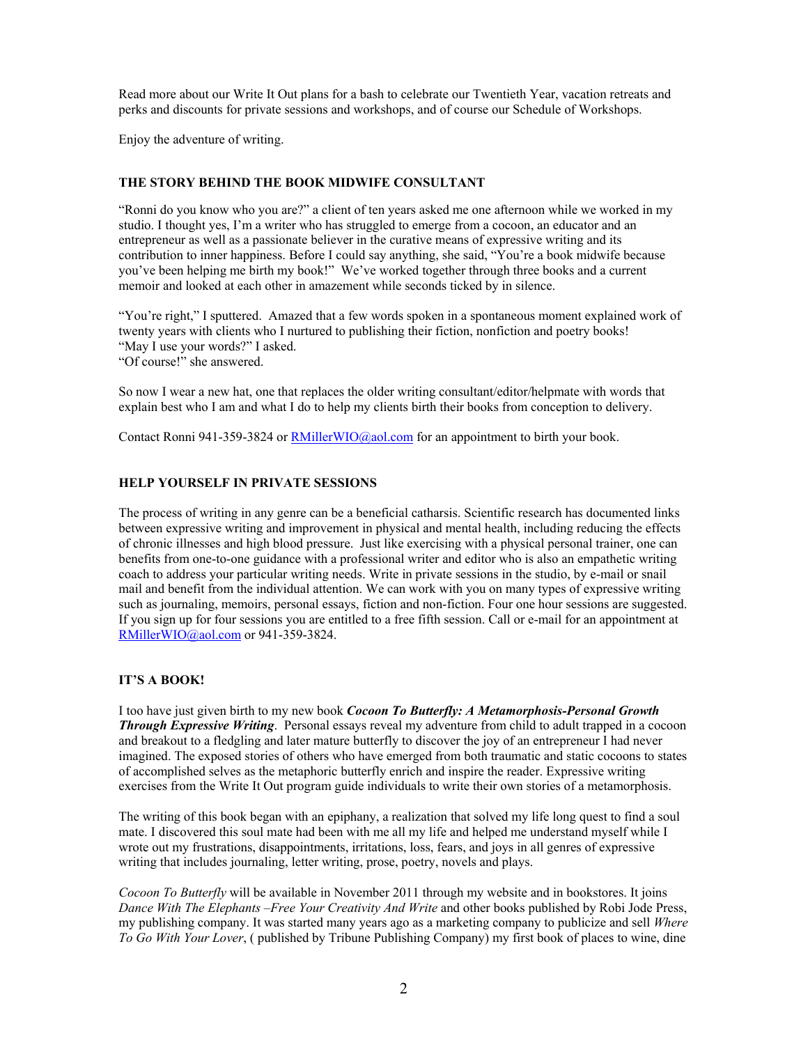Read more about our Write It Out plans for a bash to celebrate our Twentieth Year, vacation retreats and perks and discounts for private sessions and workshops, and of course our Schedule of Workshops.

Enjoy the adventure of writing.

## THE STORY BEHIND THE BOOK MIDWIFE CONSULTANT

"Ronni do you know who you are?" a client of ten years asked me one afternoon while we worked in my studio. I thought yes, I'm a writer who has struggled to emerge from a cocoon, an educator and an entrepreneur as well as a passionate believer in the curative means of expressive writing and its contribution to inner happiness. Before I could say anything, she said, "You're a book midwife because you've been helping me birth my book!" We've worked together through three books and a current memoir and looked at each other in amazement while seconds ticked by in silence.

"You're right," I sputtered. Amazed that a few words spoken in a spontaneous moment explained work of twenty years with clients who I nurtured to publishing their fiction, nonfiction and poetry books!
"May I use your words?" I asked.
"Of course!" she answered.

So now I wear a new hat, one that replaces the older writing consultant/editor/helpmate with words that explain best who I am and what I do to help my clients birth their books from conception to delivery.

Contact Ronni 941-359-3824 or RMillerWIO@aol.com for an appointment to birth your book.

## HELP YOURSELF IN PRIVATE SESSIONS

The process of writing in any genre can be a beneficial catharsis. Scientific research has documented links between expressive writing and improvement in physical and mental health, including reducing the effects of chronic illnesses and high blood pressure. Just like exercising with a physical personal trainer, one can benefits from one-to-one guidance with a professional writer and editor who is also an empathetic writing coach to address your particular writing needs. Write in private sessions in the studio, by e-mail or snail mail and benefit from the individual attention. We can work with you on many types of expressive writing such as journaling, memoirs, personal essays, fiction and non-fiction. Four one hour sessions are suggested. If you sign up for four sessions you are entitled to a free fifth session. Call or e-mail for an appointment at RMillerWIO@aol.com or 941-359-3824.

## IT'S A BOOK!

I too have just given birth to my new book ***Cocoon To Butterfly: A Metamorphosis-Personal Growth Through Expressive Writing***. Personal essays reveal my adventure from child to adult trapped in a cocoon and breakout to a fledgling and later mature butterfly to discover the joy of an entrepreneur I had never imagined. The exposed stories of others who have emerged from both traumatic and static cocoons to states of accomplished selves as the metaphoric butterfly enrich and inspire the reader. Expressive writing exercises from the Write It Out program guide individuals to write their own stories of a metamorphosis.

The writing of this book began with an epiphany, a realization that solved my life long quest to find a soul mate. I discovered this soul mate had been with me all my life and helped me understand myself while I wrote out my frustrations, disappointments, irritations, loss, fears, and joys in all genres of expressive writing that includes journaling, letter writing, prose, poetry, novels and plays.

*Cocoon To Butterfly* will be available in November 2011 through my website and in bookstores. It joins *Dance With The Elephants –Free Your Creativity And Write* and other books published by Robi Jode Press, my publishing company. It was started many years ago as a marketing company to publicize and sell *Where To Go With Your Lover*, ( published by Tribune Publishing Company) my first book of places to wine, dine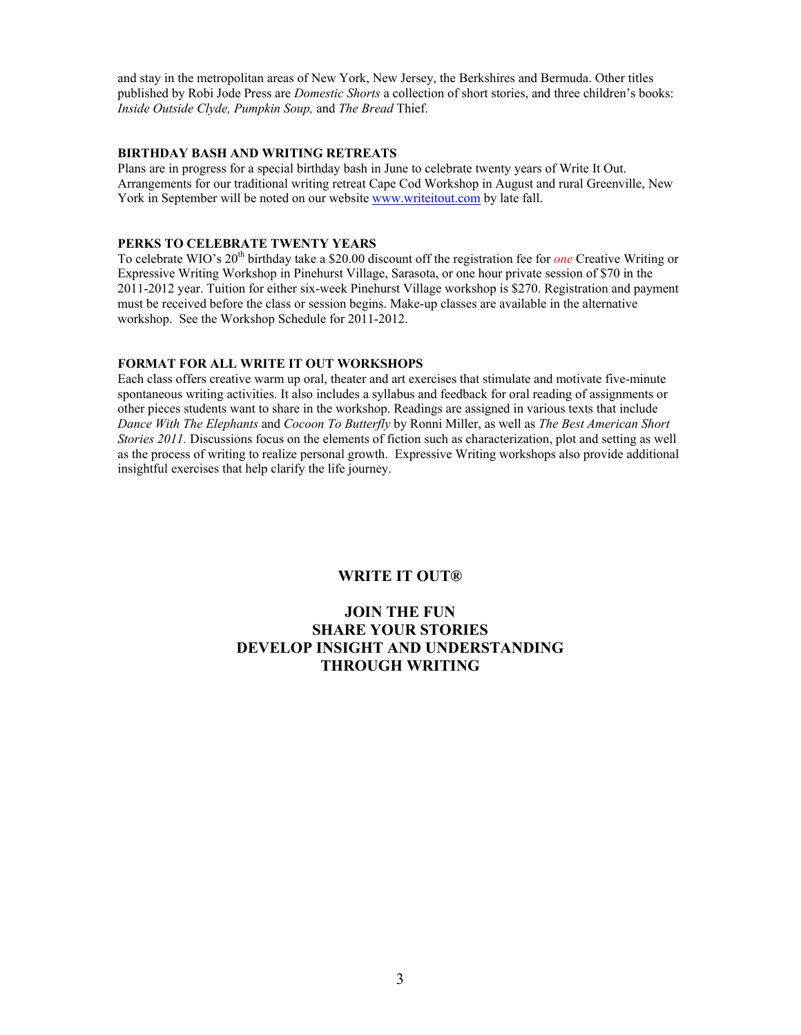and stay in the metropolitan areas of New York, New Jersey, the Berkshires and Bermuda. Other titles published by Robi Jode Press are *Domestic Shorts* a collection of short stories, and three children's books: *Inside Outside Clyde, Pumpkin Soup,* and *The Bread* Thief.

**BIRTHDAY BASH AND WRITING RETREATS**

Plans are in progress for a special birthday bash in June to celebrate twenty years of Write It Out. Arrangements for our traditional writing retreat Cape Cod Workshop in August and rural Greenville, New York in September will be noted on our website www.writeitout.com by late fall.

**PERKS TO CELEBRATE TWENTY YEARS**

To celebrate WIO's 20th birthday take a $20.00 discount off the registration fee for *one* Creative Writing or Expressive Writing Workshop in Pinehurst Village, Sarasota, or one hour private session of $70 in the 2011-2012 year. Tuition for either six-week Pinehurst Village workshop is $270. Registration and payment must be received before the class or session begins. Make-up classes are available in the alternative workshop. See the Workshop Schedule for 2011-2012.

**FORMAT FOR ALL WRITE IT OUT WORKSHOPS**

Each class offers creative warm up oral, theater and art exercises that stimulate and motivate five-minute spontaneous writing activities. It also includes a syllabus and feedback for oral reading of assignments or other pieces students want to share in the workshop. Readings are assigned in various texts that include *Dance With The Elephants* and *Cocoon To Butterfly* by Ronni Miller, as well as *The Best American Short Stories 2011.* Discussions focus on the elements of fiction such as characterization, plot and setting as well as the process of writing to realize personal growth. Expressive Writing workshops also provide additional insightful exercises that help clarify the life journey.

**WRITE IT OUT®**

**JOIN THE FUN**
**SHARE YOUR STORIES**
**DEVELOP INSIGHT AND UNDERSTANDING**
**THROUGH WRITING**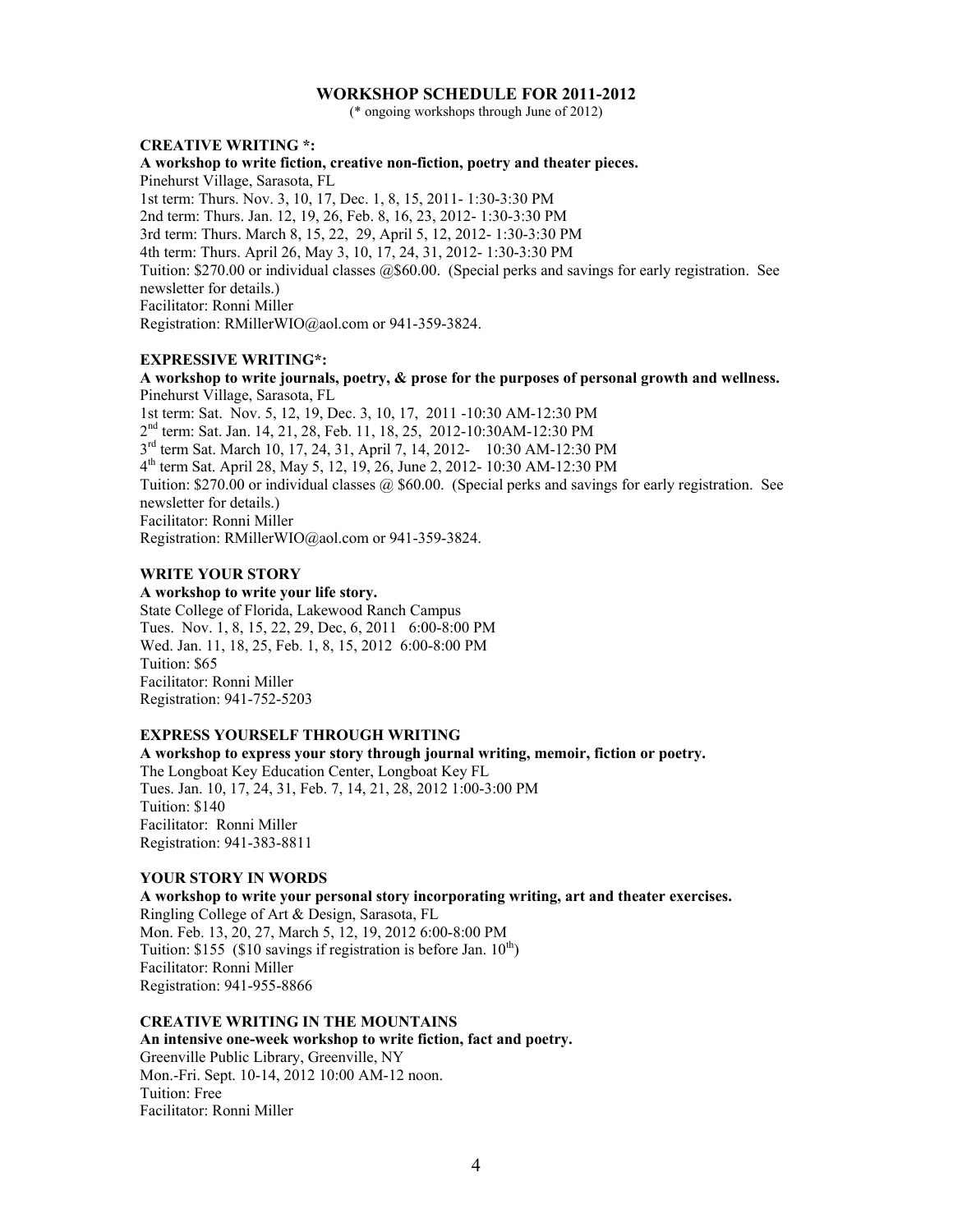# WORKSHOP SCHEDULE FOR 2011-2012

(* ongoing workshops through June of 2012)

**CREATIVE WRITING *:**

**A workshop to write fiction, creative non-fiction, poetry and theater pieces.**

Pinehurst Village, Sarasota, FL
1st term: Thurs. Nov. 3, 10, 17, Dec. 1, 8, 15, 2011- 1:30-3:30 PM
2nd term: Thurs. Jan. 12, 19, 26, Feb. 8, 16, 23, 2012- 1:30-3:30 PM
3rd term: Thurs. March 8, 15, 22, 29, April 5, 12, 2012- 1:30-3:30 PM
4th term: Thurs. April 26, May 3, 10, 17, 24, 31, 2012- 1:30-3:30 PM
Tuition: $270.00 or individual classes @$60.00. (Special perks and savings for early registration. See newsletter for details.)
Facilitator: Ronni Miller
Registration: RMillerWIO@aol.com or 941-359-3824.

**EXPRESSIVE WRITING*:**

**A workshop to write journals, poetry, & prose for the purposes of personal growth and wellness.**

Pinehurst Village, Sarasota, FL
1st term: Sat. Nov. 5, 12, 19, Dec. 3, 10, 17, 2011 -10:30 AM-12:30 PM
2nd term: Sat. Jan. 14, 21, 28, Feb. 11, 18, 25, 2012-10:30AM-12:30 PM
3rd term Sat. March 10, 17, 24, 31, April 7, 14, 2012- 10:30 AM-12:30 PM
4th term Sat. April 28, May 5, 12, 19, 26, June 2, 2012- 10:30 AM-12:30 PM
Tuition: $270.00 or individual classes @ $60.00. (Special perks and savings for early registration. See newsletter for details.)
Facilitator: Ronni Miller
Registration: RMillerWIO@aol.com or 941-359-3824.

**WRITE YOUR STORY**

**A workshop to write your life story.**

State College of Florida, Lakewood Ranch Campus
Tues. Nov. 1, 8, 15, 22, 29, Dec, 6, 2011 6:00-8:00 PM
Wed. Jan. 11, 18, 25, Feb. 1, 8, 15, 2012 6:00-8:00 PM
Tuition: $65
Facilitator: Ronni Miller
Registration: 941-752-5203

**EXPRESS YOURSELF THROUGH WRITING**

**A workshop to express your story through journal writing, memoir, fiction or poetry.**

The Longboat Key Education Center, Longboat Key FL
Tues. Jan. 10, 17, 24, 31, Feb. 7, 14, 21, 28, 2012 1:00-3:00 PM
Tuition: $140
Facilitator: Ronni Miller
Registration: 941-383-8811

**YOUR STORY IN WORDS**

**A workshop to write your personal story incorporating writing, art and theater exercises.**

Ringling College of Art & Design, Sarasota, FL
Mon. Feb. 13, 20, 27, March 5, 12, 19, 2012 6:00-8:00 PM
Tuition: $155 ($10 savings if registration is before Jan. 10th)
Facilitator: Ronni Miller
Registration: 941-955-8866

**CREATIVE WRITING IN THE MOUNTAINS**

**An intensive one-week workshop to write fiction, fact and poetry.**

Greenville Public Library, Greenville, NY
Mon.-Fri. Sept. 10-14, 2012 10:00 AM-12 noon.
Tuition: Free
Facilitator: Ronni Miller